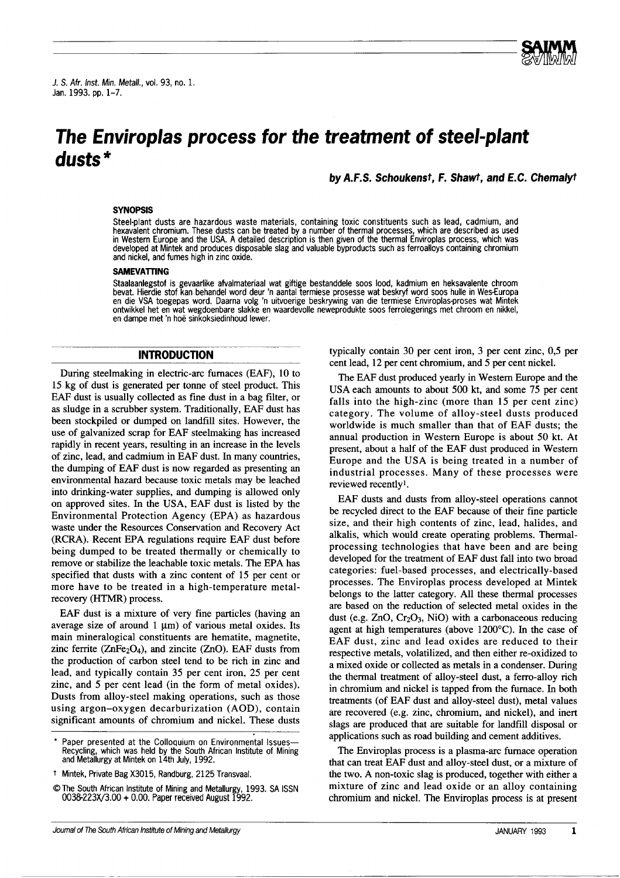# The Enviroplas process for the treatment of steel-plant dusts*

**by A.F.S. Schoukens†, F. Shaw†, and E.C. Chemaly†**

### SYNOPSIS

Steel-plant dusts are hazardous waste materials, containing toxic constituents such as lead, cadmium, and hexavalent chromium. These dusts can be treated by a number of thermal processes, which are described as used in Western Europe and the USA. A detailed description is then given of the thermal Enviroplas process, which was developed at Mintek and produces disposable slag and valuable byproducts such as ferroalloys containing chromium and nickel, and fumes high in zinc oxide.

### SAMEVATTING

Staalaanlegstof is gevaarlike afvalmateriaal wat giftige bestanddele soos lood, kadmium en heksavalente chroom bevat. Hierdie stof kan behandel word deur 'n aantal termiese prosesse wat beskryf word soos hulle in Wes-Europa en die VSA toegepas word. Daarna volg 'n uitvoerige beskrywing van die termiese Enviroplas-proses wat Mintek ontwikkel het en wat wegdoenbare slakke en waardevolle neweprodukte soos ferrolegerings met chroom en nikkel, en dampe met 'n hoë sinkoksiedinhoud lewer.

## INTRODUCTION

During steelmaking in electric-arc furnaces (EAF), 10 to 15 kg of dust is generated per tonne of steel product. This EAF dust is usually collected as fine dust in a bag filter, or as sludge in a scrubber system. Traditionally, EAF dust has been stockpiled or dumped on landfill sites. However, the use of galvanized scrap for EAF steelmaking has increased rapidly in recent years, resulting in an increase in the levels of zinc, lead, and cadmium in EAF dust. In many countries, the dumping of EAF dust is now regarded as presenting an environmental hazard because toxic metals may be leached into drinking-water supplies, and dumping is allowed only on approved sites. In the USA, EAF dust is listed by the Environmental Protection Agency (EPA) as hazardous waste under the Resources Conservation and Recovery Act (RCRA). Recent EPA regulations require EAF dust before being dumped to be treated thermally or chemically to remove or stabilize the leachable toxic metals. The EPA has specified that dusts with a zinc content of 15 per cent or more have to be treated in a high-temperature metal-recovery (HTMR) process.

EAF dust is a mixture of very fine particles (having an average size of around 1 μm) of various metal oxides. Its main mineralogical constituents are hematite, magnetite, zinc ferrite ($ZnFe_2O_4$), and zincite (ZnO). EAF dusts from the production of carbon steel tend to be rich in zinc and lead, and typically contain 35 per cent iron, 25 per cent zinc, and 5 per cent lead (in the form of metal oxides). Dusts from alloy-steel making operations, such as those using argon–oxygen decarburization (AOD), contain significant amounts of chromium and nickel. These dusts typically contain 30 per cent iron, 3 per cent zinc, 0,5 per cent lead, 12 per cent chromium, and 5 per cent nickel.

The EAF dust produced yearly in Western Europe and the USA each amounts to about 500 kt, and some 75 per cent falls into the high-zinc (more than 15 per cent zinc) category. The volume of alloy-steel dusts produced worldwide is much smaller than that of EAF dusts; the annual production in Western Europe is about 50 kt. At present, about a half of the EAF dust produced in Western Europe and the USA is being treated in a number of industrial processes. Many of these processes were reviewed recently[1].

EAF dusts and dusts from alloy-steel operations cannot be recycled direct to the EAF because of their fine particle size, and their high contents of zinc, lead, halides, and alkalis, which would create operating problems. Thermal-processing technologies that have been and are being developed for the treatment of EAF dust fall into two broad categories: fuel-based processes, and electrically-based processes. The Enviroplas process developed at Mintek belongs to the latter category. All these thermal processes are based on the reduction of selected metal oxides in the dust (e.g. ZnO, $Cr_2O_3$, NiO) with a carbonaceous reducing agent at high temperatures (above 1200°C). In the case of EAF dust, zinc and lead oxides are reduced to their respective metals, volatilized, and then either re-oxidized to a mixed oxide or collected as metals in a condenser. During the thermal treatment of alloy-steel dust, a ferro-alloy rich in chromium and nickel is tapped from the furnace. In both treatments (of EAF dust and alloy-steel dust), metal values are recovered (e.g. zinc, chromium, and nickel), and inert slags are produced that are suitable for landfill disposal or applications such as road building and cement additives.

The Enviroplas process is a plasma-arc furnace operation that can treat EAF dust and alloy-steel dust, or a mixture of the two. A non-toxic slag is produced, together with either a mixture of zinc and lead oxide or an alloy containing chromium and nickel. The Enviroplas process is at present

---

\* Paper presented at the Colloquium on Environmental Issues—Recycling, which was held by the South African Institute of Mining and Metallurgy at Mintek on 14th July, 1992.

† Mintek, Private Bag X3015, Randburg, 2125 Transvaal.

© The South African Institute of Mining and Metallurgy, 1993. SA ISSN 0038-223X/3.00 + 0.00. Paper received August 1992.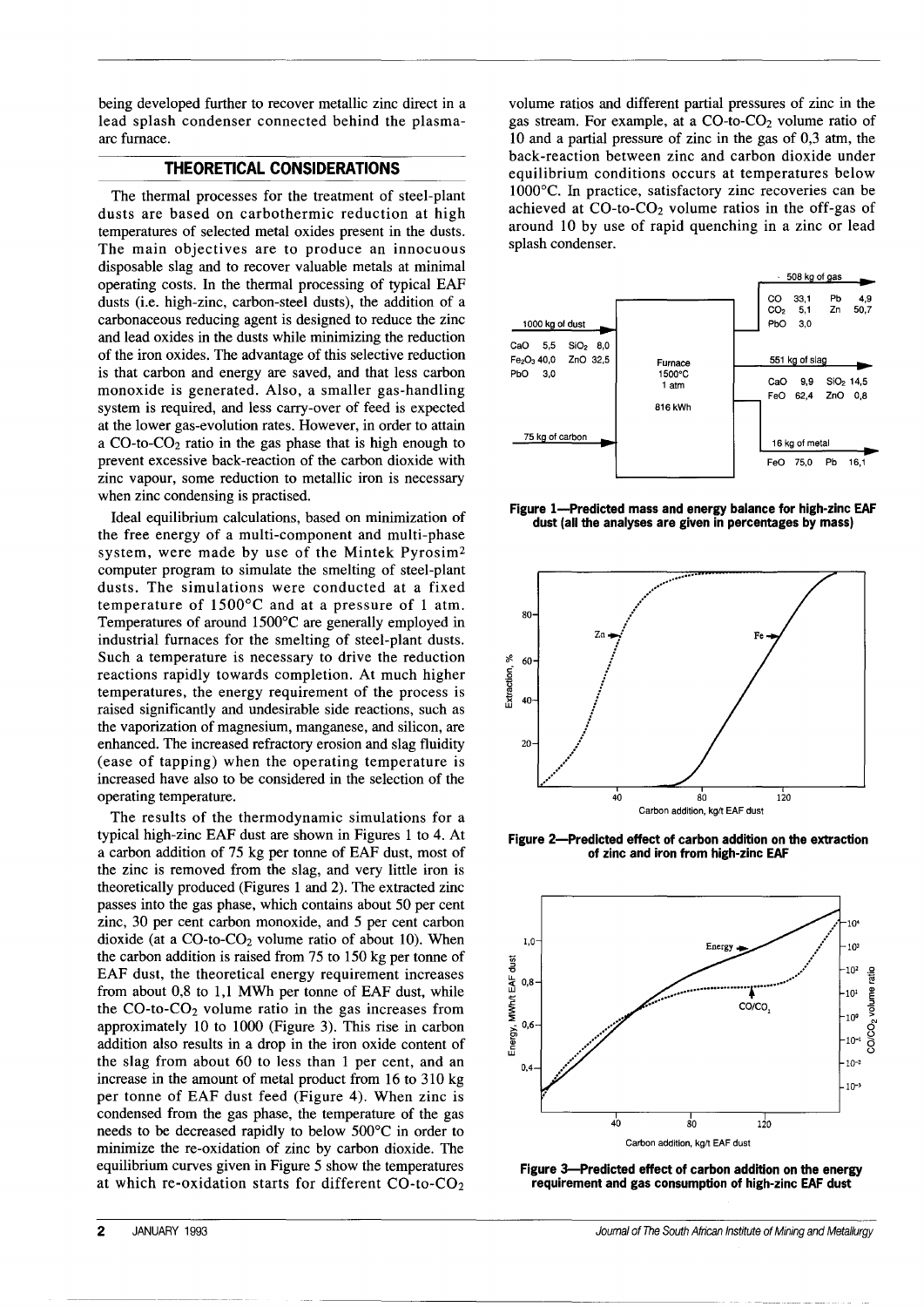being developed further to recover metallic zinc direct in a lead splash condenser connected behind the plasma-arc furnace.

## THEORETICAL CONSIDERATIONS

The thermal processes for the treatment of steel-plant dusts are based on carbothermic reduction at high temperatures of selected metal oxides present in the dusts. The main objectives are to produce an innocuous disposable slag and to recover valuable metals at minimal operating costs. In the thermal processing of typical EAF dusts (i.e. high-zinc, carbon-steel dusts), the addition of a carbonaceous reducing agent is designed to reduce the zinc and lead oxides in the dusts while minimizing the reduction of the iron oxides. The advantage of this selective reduction is that carbon and energy are saved, and that less carbon monoxide is generated. Also, a smaller gas-handling system is required, and less carry-over of feed is expected at the lower gas-evolution rates. However, in order to attain a CO-to-$CO_2$ ratio in the gas phase that is high enough to prevent excessive back-reaction of the carbon dioxide with zinc vapour, some reduction to metallic iron is necessary when zinc condensing is practised.

Ideal equilibrium calculations, based on minimization of the free energy of a multi-component and multi-phase system, were made by use of the Mintek Pyrosim[2] computer program to simulate the smelting of steel-plant dusts. The simulations were conducted at a fixed temperature of 1500°C and at a pressure of 1 atm. Temperatures of around 1500°C are generally employed in industrial furnaces for the smelting of steel-plant dusts. Such a temperature is necessary to drive the reduction reactions rapidly towards completion. At much higher temperatures, the energy requirement of the process is raised significantly and undesirable side reactions, such as the vaporization of magnesium, manganese, and silicon, are enhanced. The increased refractory erosion and slag fluidity (ease of tapping) when the operating temperature is increased have also to be considered in the selection of the operating temperature.

The results of the thermodynamic simulations for a typical high-zinc EAF dust are shown in Figures 1 to 4. At a carbon addition of 75 kg per tonne of EAF dust, most of the zinc is removed from the slag, and very little iron is theoretically produced (Figures 1 and 2). The extracted zinc passes into the gas phase, which contains about 50 per cent zinc, 30 per cent carbon monoxide, and 5 per cent carbon dioxide (at a CO-to-$CO_2$ volume ratio of about 10). When the carbon addition is raised from 75 to 150 kg per tonne of EAF dust, the theoretical energy requirement increases from about 0,8 to 1,1 MWh per tonne of EAF dust, while the CO-to-$CO_2$ volume ratio in the gas increases from approximately 10 to 1000 (Figure 3). This rise in carbon addition also results in a drop in the iron oxide content of the slag from about 60 to less than 1 per cent, and an increase in the amount of metal product from 16 to 310 kg per tonne of EAF dust feed (Figure 4). When zinc is condensed from the gas phase, the temperature of the gas needs to be decreased rapidly to below 500°C in order to minimize the re-oxidation of zinc by carbon dioxide. The equilibrium curves given in Figure 5 show the temperatures at which re-oxidation starts for different CO-to-$CO_2$ volume ratios and different partial pressures of zinc in the gas stream. For example, at a CO-to-$CO_2$ volume ratio of 10 and a partial pressure of zinc in the gas of 0,3 atm, the back-reaction between zinc and carbon dioxide under equilibrium conditions occurs at temperatures below 1000°C. In practice, satisfactory zinc recoveries can be achieved at CO-to-$CO_2$ volume ratios in the off-gas of around 10 by use of rapid quenching in a zinc or lead splash condenser.

**Figure 1—Predicted mass and energy balance for high-zinc EAF dust (all the analyses are given in percentages by mass)**

**Figure 2—Predicted effect of carbon addition on the extraction of zinc and iron from high-zinc EAF**

**Figure 3—Predicted effect of carbon addition on the energy requirement and gas consumption of high-zinc EAF dust**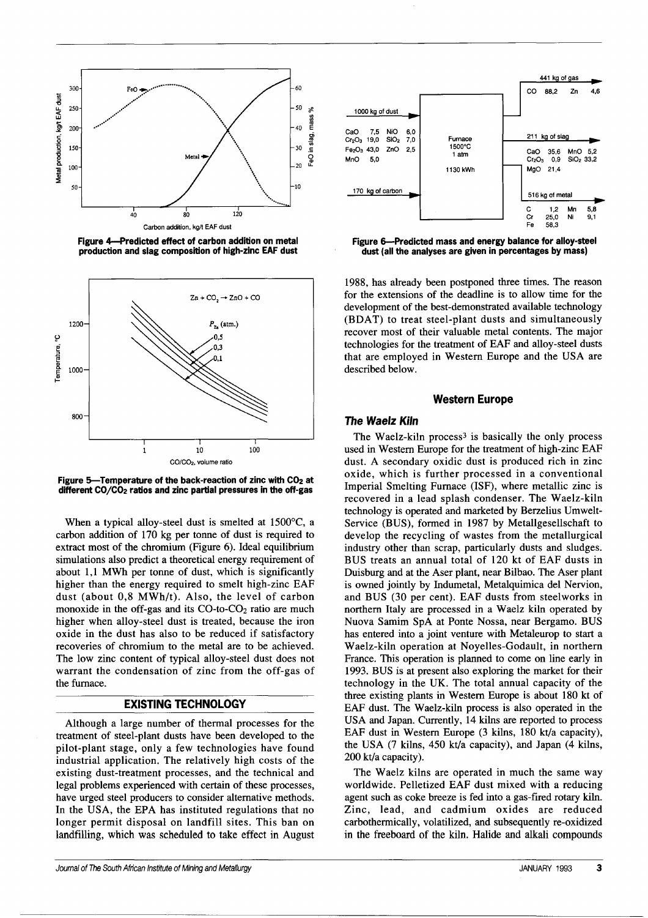Figure 4—Predicted effect of carbon addition on metal production and slag composition of high-zinc EAF dust

Figure 5—Temperature of the back-reaction of zinc with $CO_2$ at different $CO/CO_2$ ratios and zinc partial pressures in the off-gas

When a typical alloy-steel dust is smelted at 1500°C, a carbon addition of 170 kg per tonne of dust is required to extract most of the chromium (Figure 6). Ideal equilibrium simulations also predict a theoretical energy requirement of about 1,1 MWh per tonne of dust, which is significantly higher than the energy required to smelt high-zinc EAF dust (about 0,8 MWh/t). Also, the level of carbon monoxide in the off-gas and its CO-to-$CO_2$ ratio are much higher when alloy-steel dust is treated, because the iron oxide in the dust has also to be reduced if satisfactory recoveries of chromium to the metal are to be achieved. The low zinc content of typical alloy-steel dust does not warrant the condensation of zinc from the off-gas of the furnace.

## EXISTING TECHNOLOGY

Although a large number of thermal processes for the treatment of steel-plant dusts have been developed to the pilot-plant stage, only a few technologies have found industrial application. The relatively high costs of the existing dust-treatment processes, and the technical and legal problems experienced with certain of these processes, have urged steel producers to consider alternative methods. In the USA, the EPA has instituted regulations that no longer permit disposal on landfill sites. This ban on landfilling, which was scheduled to take effect in August 1988, has already been postponed three times. The reason for the extensions of the deadline is to allow time for the development of the best-demonstrated available technology (BDAT) to treat steel-plant dusts and simultaneously recover most of their valuable metal contents. The major technologies for the treatment of EAF and alloy-steel dusts that are employed in Western Europe and the USA are described below.

Figure 6—Predicted mass and energy balance for alloy-steel dust (all the analyses are given in percentages by mass)

## Western Europe

### *The Waelz Kiln*

The Waelz-kiln process[3] is basically the only process used in Western Europe for the treatment of high-zinc EAF dust. A secondary oxidic dust is produced rich in zinc oxide, which is further processed in a conventional Imperial Smelting Furnace (ISF), where metallic zinc is recovered in a lead splash condenser. The Waelz-kiln technology is operated and marketed by Berzelius Umwelt-Service (BUS), formed in 1987 by Metallgesellschaft to develop the recycling of wastes from the metallurgical industry other than scrap, particularly dusts and sludges. BUS treats an annual total of 120 kt of EAF dusts in Duisburg and at the Aser plant, near Bilbao. The Aser plant is owned jointly by Indumetal, Metalquimica del Nervion, and BUS (30 per cent). EAF dusts from steelworks in northern Italy are processed in a Waelz kiln operated by Nuova Samim SpA at Ponte Nossa, near Bergamo. BUS has entered into a joint venture with Metaleurop to start a Waelz-kiln operation at Noyelles-Godault, in northern France. This operation is planned to come on line early in 1993. BUS is at present also exploring the market for their technology in the UK. The total annual capacity of the three existing plants in Western Europe is about 180 kt of EAF dust. The Waelz-kiln process is also operated in the USA and Japan. Currently, 14 kilns are reported to process EAF dust in Western Europe (3 kilns, 180 kt/a capacity), the USA (7 kilns, 450 kt/a capacity), and Japan (4 kilns, 200 kt/a capacity).

The Waelz kilns are operated in much the same way worldwide. Pelletized EAF dust mixed with a reducing agent such as coke breeze is fed into a gas-fired rotary kiln. Zinc, lead, and cadmium oxides are reduced carbothermically, volatilized, and subsequently re-oxidized in the freeboard of the kiln. Halide and alkali compounds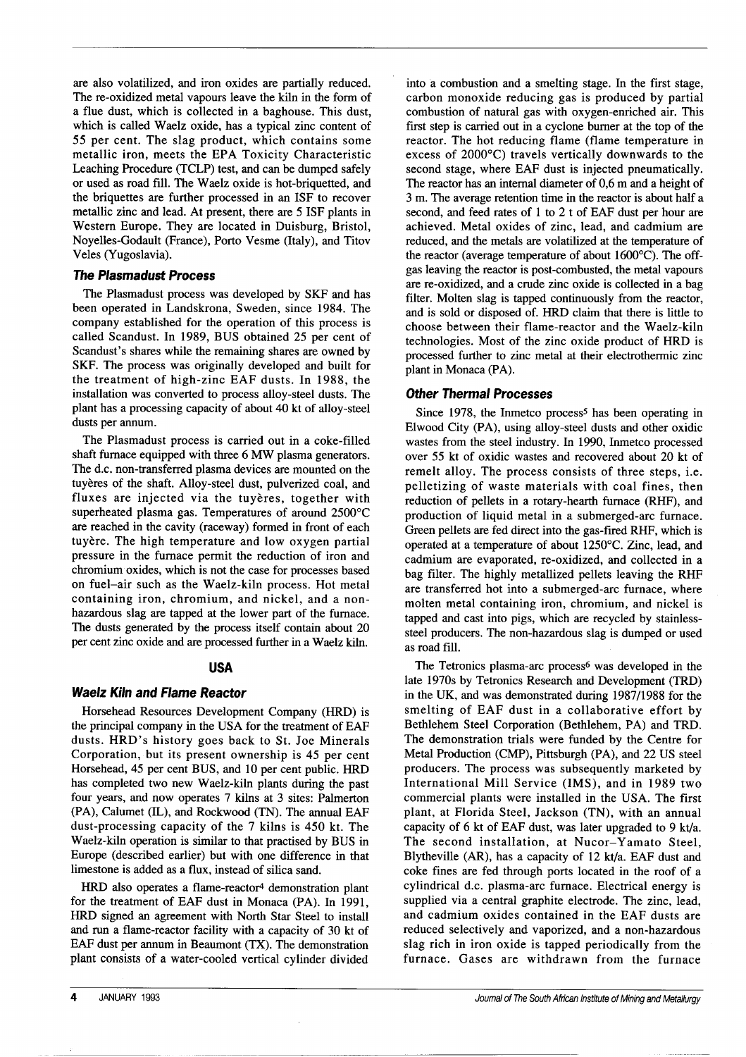are also volatilized, and iron oxides are partially reduced. The re-oxidized metal vapours leave the kiln in the form of a flue dust, which is collected in a baghouse. This dust, which is called Waelz oxide, has a typical zinc content of 55 per cent. The slag product, which contains some metallic iron, meets the EPA Toxicity Characteristic Leaching Procedure (TCLP) test, and can be dumped safely or used as road fill. The Waelz oxide is hot-briquetted, and the briquettes are further processed in an ISF to recover metallic zinc and lead. At present, there are 5 ISF plants in Western Europe. They are located in Duisburg, Bristol, Noyelles-Godault (France), Porto Vesme (Italy), and Titov Veles (Yugoslavia).

### The Plasmadust Process

The Plasmadust process was developed by SKF and has been operated in Landskrona, Sweden, since 1984. The company established for the operation of this process is called Scandust. In 1989, BUS obtained 25 per cent of Scandust's shares while the remaining shares are owned by SKF. The process was originally developed and built for the treatment of high-zinc EAF dusts. In 1988, the installation was converted to process alloy-steel dusts. The plant has a processing capacity of about 40 kt of alloy-steel dusts per annum.

The Plasmadust process is carried out in a coke-filled shaft furnace equipped with three 6 MW plasma generators. The d.c. non-transferred plasma devices are mounted on the tuyères of the shaft. Alloy-steel dust, pulverized coal, and fluxes are injected via the tuyères, together with superheated plasma gas. Temperatures of around 2500°C are reached in the cavity (raceway) formed in front of each tuyère. The high temperature and low oxygen partial pressure in the furnace permit the reduction of iron and chromium oxides, which is not the case for processes based on fuel–air such as the Waelz-kiln process. Hot metal containing iron, chromium, and nickel, and a non-hazardous slag are tapped at the lower part of the furnace. The dusts generated by the process itself contain about 20 per cent zinc oxide and are processed further in a Waelz kiln.

## USA

### Waelz Kiln and Flame Reactor

Horsehead Resources Development Company (HRD) is the principal company in the USA for the treatment of EAF dusts. HRD's history goes back to St. Joe Minerals Corporation, but its present ownership is 45 per cent Horsehead, 45 per cent BUS, and 10 per cent public. HRD has completed two new Waelz-kiln plants during the past four years, and now operates 7 kilns at 3 sites: Palmerton (PA), Calumet (IL), and Rockwood (TN). The annual EAF dust-processing capacity of the 7 kilns is 450 kt. The Waelz-kiln operation is similar to that practised by BUS in Europe (described earlier) but with one difference in that limestone is added as a flux, instead of silica sand.

HRD also operates a flame-reactor[4] demonstration plant for the treatment of EAF dust in Monaca (PA). In 1991, HRD signed an agreement with North Star Steel to install and run a flame-reactor facility with a capacity of 30 kt of EAF dust per annum in Beaumont (TX). The demonstration plant consists of a water-cooled vertical cylinder divided into a combustion and a smelting stage. In the first stage, carbon monoxide reducing gas is produced by partial combustion of natural gas with oxygen-enriched air. This first step is carried out in a cyclone burner at the top of the reactor. The hot reducing flame (flame temperature in excess of 2000°C) travels vertically downwards to the second stage, where EAF dust is injected pneumatically. The reactor has an internal diameter of 0,6 m and a height of 3 m. The average retention time in the reactor is about half a second, and feed rates of 1 to 2 t of EAF dust per hour are achieved. Metal oxides of zinc, lead, and cadmium are reduced, and the metals are volatilized at the temperature of the reactor (average temperature of about 1600°C). The off-gas leaving the reactor is post-combusted, the metal vapours are re-oxidized, and a crude zinc oxide is collected in a bag filter. Molten slag is tapped continuously from the reactor, and is sold or disposed of. HRD claim that there is little to choose between their flame-reactor and the Waelz-kiln technologies. Most of the zinc oxide product of HRD is processed further to zinc metal at their electrothermic zinc plant in Monaca (PA).

### Other Thermal Processes

Since 1978, the Inmetco process[5] has been operating in Elwood City (PA), using alloy-steel dusts and other oxidic wastes from the steel industry. In 1990, Inmetco processed over 55 kt of oxidic wastes and recovered about 20 kt of remelt alloy. The process consists of three steps, i.e. pelletizing of waste materials with coal fines, then reduction of pellets in a rotary-hearth furnace (RHF), and production of liquid metal in a submerged-arc furnace. Green pellets are fed direct into the gas-fired RHF, which is operated at a temperature of about 1250°C. Zinc, lead, and cadmium are evaporated, re-oxidized, and collected in a bag filter. The highly metallized pellets leaving the RHF are transferred hot into a submerged-arc furnace, where molten metal containing iron, chromium, and nickel is tapped and cast into pigs, which are recycled by stainless-steel producers. The non-hazardous slag is dumped or used as road fill.

The Tetronics plasma-arc process[6] was developed in the late 1970s by Tetronics Research and Development (TRD) in the UK, and was demonstrated during 1987/1988 for the smelting of EAF dust in a collaborative effort by Bethlehem Steel Corporation (Bethlehem, PA) and TRD. The demonstration trials were funded by the Centre for Metal Production (CMP), Pittsburgh (PA), and 22 US steel producers. The process was subsequently marketed by International Mill Service (IMS), and in 1989 two commercial plants were installed in the USA. The first plant, at Florida Steel, Jackson (TN), with an annual capacity of 6 kt of EAF dust, was later upgraded to 9 kt/a. The second installation, at Nucor–Yamato Steel, Blytheville (AR), has a capacity of 12 kt/a. EAF dust and coke fines are fed through ports located in the roof of a cylindrical d.c. plasma-arc furnace. Electrical energy is supplied via a central graphite electrode. The zinc, lead, and cadmium oxides contained in the EAF dusts are reduced selectively and vaporized, and a non-hazardous slag rich in iron oxide is tapped periodically from the furnace. Gases are withdrawn from the furnace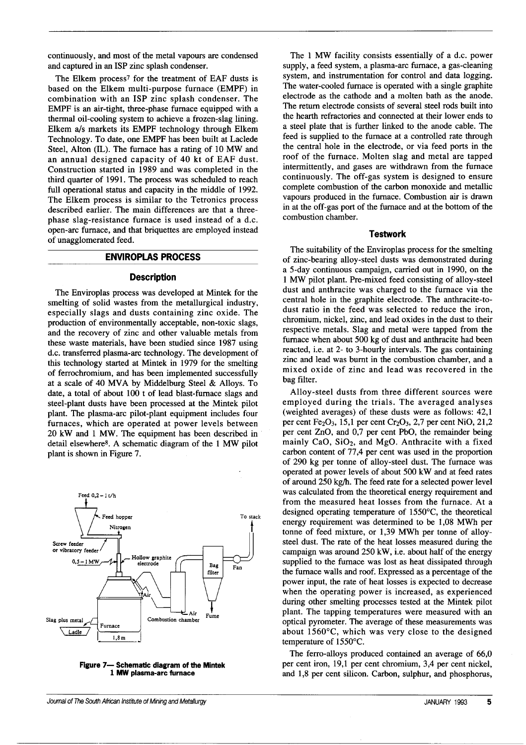continuously, and most of the metal vapours are condensed and captured in an ISP zinc splash condenser.

The Elkem process[7] for the treatment of EAF dusts is based on the Elkem multi-purpose furnace (EMPF) in combination with an ISP zinc splash condenser. The EMPF is an air-tight, three-phase furnace equipped with a thermal oil-cooling system to achieve a frozen-slag lining. Elkem a/s markets its EMPF technology through Elkem Technology. To date, one EMPF has been built at Laclede Steel, Alton (IL). The furnace has a rating of 10 MW and an annual designed capacity of 40 kt of EAF dust. Construction started in 1989 and was completed in the third quarter of 1991. The process was scheduled to reach full operational status and capacity in the middle of 1992. The Elkem process is similar to the Tetronics process described earlier. The main differences are that a three-phase slag-resistance furnace is used instead of a d.c. open-arc furnace, and that briquettes are employed instead of unagglomerated feed.

## ENVIROPLAS PROCESS

### Description

The Enviroplas process was developed at Mintek for the smelting of solid wastes from the metallurgical industry, especially slags and dusts containing zinc oxide. The production of environmentally acceptable, non-toxic slags, and the recovery of zinc and other valuable metals from these waste materials, have been studied since 1987 using d.c. transferred plasma-arc technology. The development of this technology started at Mintek in 1979 for the smelting of ferrochromium, and has been implemented successfully at a scale of 40 MVA by Middelburg Steel & Alloys. To date, a total of about 100 t of lead blast-furnace slags and steel-plant dusts have been processed at the Mintek pilot plant. The plasma-arc pilot-plant equipment includes four furnaces, which are operated at power levels between 20 kW and 1 MW. The equipment has been described in detail elsewhere[8]. A schematic diagram of the 1 MW pilot plant is shown in Figure 7.

**Figure 7— Schematic diagram of the Mintek 1 MW plasma-arc furnace**

The 1 MW facility consists essentially of a d.c. power supply, a feed system, a plasma-arc furnace, a gas-cleaning system, and instrumentation for control and data logging. The water-cooled furnace is operated with a single graphite electrode as the cathode and a molten bath as the anode. The return electrode consists of several steel rods built into the hearth refractories and connected at their lower ends to a steel plate that is further linked to the anode cable. The feed is supplied to the furnace at a controlled rate through the central hole in the electrode, or via feed ports in the roof of the furnace. Molten slag and metal are tapped intermittently, and gases are withdrawn from the furnace continuously. The off-gas system is designed to ensure complete combustion of the carbon monoxide and metallic vapours produced in the furnace. Combustion air is drawn in at the off-gas port of the furnace and at the bottom of the combustion chamber.

### Testwork

The suitability of the Enviroplas process for the smelting of zinc-bearing alloy-steel dusts was demonstrated during a 5-day continuous campaign, carried out in 1990, on the 1 MW pilot plant. Pre-mixed feed consisting of alloy-steel dust and anthracite was charged to the furnace via the central hole in the graphite electrode. The anthracite-to-dust ratio in the feed was selected to reduce the iron, chromium, nickel, zinc, and lead oxides in the dust to their respective metals. Slag and metal were tapped from the furnace when about 500 kg of dust and anthracite had been reacted, i.e. at 2- to 3-hourly intervals. The gas containing zinc and lead was burnt in the combustion chamber, and a mixed oxide of zinc and lead was recovered in the bag filter.

Alloy-steel dusts from three different sources were employed during the trials. The averaged analyses (weighted averages) of these dusts were as follows: 42,1 per cent $Fe_2O_3$, 15,1 per cent $Cr_2O_3$, 2,7 per cent NiO, 21,2 per cent ZnO, and 0,7 per cent PbO, the remainder being mainly CaO, $SiO_2$, and MgO. Anthracite with a fixed carbon content of 77,4 per cent was used in the proportion of 290 kg per tonne of alloy-steel dust. The furnace was operated at power levels of about 500 kW and at feed rates of around 250 kg/h. The feed rate for a selected power level was calculated from the theoretical energy requirement and from the measured heat losses from the furnace. At a designed operating temperature of 1550°C, the theoretical energy requirement was determined to be 1,08 MWh per tonne of feed mixture, or 1,39 MWh per tonne of alloy-steel dust. The rate of the heat losses measured during the campaign was around 250 kW, i.e. about half of the energy supplied to the furnace was lost as heat dissipated through the furnace walls and roof. Expressed as a percentage of the power input, the rate of heat losses is expected to decrease when the operating power is increased, as experienced during other smelting processes tested at the Mintek pilot plant. The tapping temperatures were measured with an optical pyrometer. The average of these measurements was about 1560°C, which was very close to the designed temperature of 1550°C.

The ferro-alloys produced contained an average of 66,0 per cent iron, 19,1 per cent chromium, 3,4 per cent nickel, and 1,8 per cent silicon. Carbon, sulphur, and phosphorus,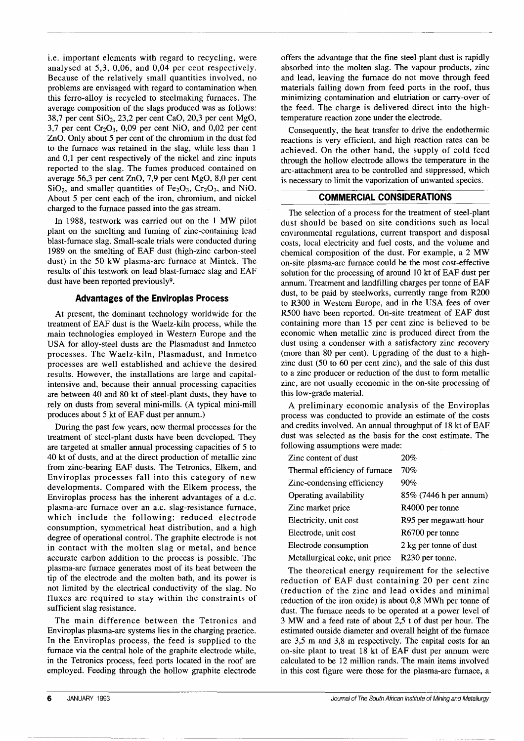i.e. important elements with regard to recycling, were analysed at 5,3, 0,06, and 0,04 per cent respectively. Because of the relatively small quantities involved, no problems are envisaged with regard to contamination when this ferro-alloy is recycled to steelmaking furnaces. The average composition of the slags produced was as follows: 38,7 per cent $SiO_2$, 23,2 per cent CaO, 20,3 per cent MgO, 3,7 per cent $Cr_2O_3$, 0,09 per cent NiO, and 0,02 per cent ZnO. Only about 5 per cent of the chromium in the dust fed to the furnace was retained in the slag, while less than 1 and 0,1 per cent respectively of the nickel and zinc inputs reported to the slag. The fumes produced contained on average 56,3 per cent ZnO, 7,9 per cent MgO, 8,0 per cent $SiO_2$, and smaller quantities of $Fe_2O_3$, $Cr_2O_3$, and NiO. About 5 per cent each of the iron, chromium, and nickel charged to the furnace passed into the gas stream.

In 1988, testwork was carried out on the 1 MW pilot plant on the smelting and fuming of zinc-containing lead blast-furnace slag. Small-scale trials were conducted during 1989 on the smelting of EAF dust (high-zinc carbon-steel dust) in the 50 kW plasma-arc furnace at Mintek. The results of this testwork on lead blast-furnace slag and EAF dust have been reported previously[9].

### Advantages of the Enviroplas Process

At present, the dominant technology worldwide for the treatment of EAF dust is the Waelz-kiln process, while the main technologies employed in Western Europe and the USA for alloy-steel dusts are the Plasmadust and Inmetco processes. The Waelz-kiln, Plasmadust, and Inmetco processes are well established and achieve the desired results. However, the installations are large and capital-intensive and, because their annual processing capacities are between 40 and 80 kt of steel-plant dusts, they have to rely on dusts from several mini-mills. (A typical mini-mill produces about 5 kt of EAF dust per annum.)

During the past few years, new thermal processes for the treatment of steel-plant dusts have been developed. They are targeted at smaller annual processing capacities of 5 to 40 kt of dusts, and at the direct production of metallic zinc from zinc-bearing EAF dusts. The Tetronics, Elkem, and Enviroplas processes fall into this category of new developments. Compared with the Elkem process, the Enviroplas process has the inherent advantages of a d.c. plasma-arc furnace over an a.c. slag-resistance furnace, which include the following: reduced electrode consumption, symmetrical heat distribution, and a high degree of operational control. The graphite electrode is not in contact with the molten slag or metal, and hence accurate carbon addition to the process is possible. The plasma-arc furnace generates most of its heat between the tip of the electrode and the molten bath, and its power is not limited by the electrical conductivity of the slag. No fluxes are required to stay within the constraints of sufficient slag resistance.

The main difference between the Tetronics and Enviroplas plasma-arc systems lies in the charging practice. In the Enviroplas process, the feed is supplied to the furnace via the central hole of the graphite electrode while, in the Tetronics process, feed ports located in the roof are employed. Feeding through the hollow graphite electrode offers the advantage that the fine steel-plant dust is rapidly absorbed into the molten slag. The vapour products, zinc and lead, leaving the furnace do not move through feed materials falling down from feed ports in the roof, thus minimizing contamination and elutriation or carry-over of the feed. The charge is delivered direct into the high-temperature reaction zone under the electrode.

Consequently, the heat transfer to drive the endothermic reactions is very efficient, and high reaction rates can be achieved. On the other hand, the supply of cold feed through the hollow electrode allows the temperature in the arc-attachment area to be controlled and suppressed, which is necessary to limit the vaporization of unwanted species.

## COMMERCIAL CONSIDERATIONS

The selection of a process for the treatment of steel-plant dust should be based on site conditions such as local environmental regulations, current transport and disposal costs, local electricity and fuel costs, and the volume and chemical composition of the dust. For example, a 2 MW on-site plasma-arc furnace could be the most cost-effective solution for the processing of around 10 kt of EAF dust per annum. Treatment and landfilling charges per tonne of EAF dust, to be paid by steelworks, currently range from R200 to R300 in Western Europe, and in the USA fees of over R500 have been reported. On-site treatment of EAF dust containing more than 15 per cent zinc is believed to be economic when metallic zinc is produced direct from the dust using a condenser with a satisfactory zinc recovery (more than 80 per cent). Upgrading of the dust to a high-zinc dust (50 to 60 per cent zinc), and the sale of this dust to a zinc producer or reduction of the dust to form metallic zinc, are not usually economic in the on-site processing of this low-grade material.

A preliminary economic analysis of the Enviroplas process was conducted to provide an estimate of the costs and credits involved. An annual throughput of 18 kt of EAF dust was selected as the basis for the cost estimate. The following assumptions were made:

| | |
|---|---|
| Zinc content of dust | 20% |
| Thermal efficiency of furnace | 70% |
| Zinc-condensing efficiency | 90% |
| Operating availability | 85% (7446 h per annum) |
| Zinc market price | R4000 per tonne |
| Electricity, unit cost | R95 per megawatt-hour |
| Electrode, unit cost | R6700 per tonne |
| Electrode consumption | 2 kg per tonne of dust |
| Metallurgical coke, unit price | R230 per tonne. |

The theoretical energy requirement for the selective reduction of EAF dust containing 20 per cent zinc (reduction of the zinc and lead oxides and minimal reduction of the iron oxide) is about 0,8 MWh per tonne of dust. The furnace needs to be operated at a power level of 3 MW and a feed rate of about 2,5 t of dust per hour. The estimated outside diameter and overall height of the furnace are 3,5 m and 3,8 m respectively. The capital costs for an on-site plant to treat 18 kt of EAF dust per annum were calculated to be 12 million rands. The main items involved in this cost figure were those for the plasma-arc furnace, a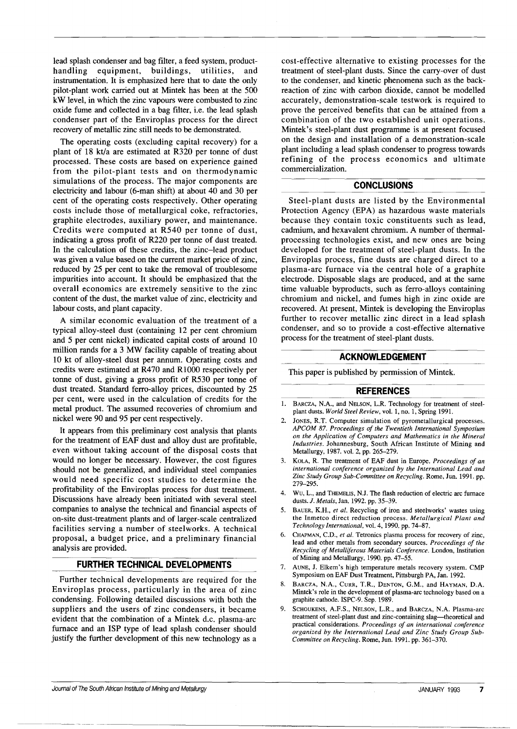lead splash condenser and bag filter, a feed system, product-handling equipment, buildings, utilities, and instrumentation. It is emphasized here that to date the only pilot-plant work carried out at Mintek has been at the 500 kW level, in which the zinc vapours were combusted to zinc oxide fume and collected in a bag filter, i.e. the lead splash condenser part of the Enviroplas process for the direct recovery of metallic zinc still needs to be demonstrated.

The operating costs (excluding capital recovery) for a plant of 18 kt/a are estimated at R320 per tonne of dust processed. These costs are based on experience gained from the pilot-plant tests and on thermodynamic simulations of the process. The major components are electricity and labour (6-man shift) at about 40 and 30 per cent of the operating costs respectively. Other operating costs include those of metallurgical coke, refractories, graphite electrodes, auxiliary power, and maintenance. Credits were computed at R540 per tonne of dust, indicating a gross profit of R220 per tonne of dust treated. In the calculation of these credits, the zinc–lead product was given a value based on the current market price of zinc, reduced by 25 per cent to take the removal of troublesome impurities into account. It should be emphasized that the overall economics are extremely sensitive to the zinc content of the dust, the market value of zinc, electricity and labour costs, and plant capacity.

A similar economic evaluation of the treatment of a typical alloy-steel dust (containing 12 per cent chromium and 5 per cent nickel) indicated capital costs of around 10 million rands for a 3 MW facility capable of treating about 10 kt of alloy-steel dust per annum. Operating costs and credits were estimated at R470 and R1000 respectively per tonne of dust, giving a gross profit of R530 per tonne of dust treated. Standard ferro-alloy prices, discounted by 25 per cent, were used in the calculation of credits for the metal product. The assumed recoveries of chromium and nickel were 90 and 95 per cent respectively.

It appears from this preliminary cost analysis that plants for the treatment of EAF dust and alloy dust are profitable, even without taking account of the disposal costs that would no longer be necessary. However, the cost figures should not be generalized, and individual steel companies would need specific cost studies to determine the profitability of the Enviroplas process for dust treatment. Discussions have already been initiated with several steel companies to analyse the technical and financial aspects of on-site dust-treatment plants and of larger-scale centralized facilities serving a number of steelworks. A technical proposal, a budget price, and a preliminary financial analysis are provided.

## FURTHER TECHNICAL DEVELOPMENTS

Further technical developments are required for the Enviroplas process, particularly in the area of zinc condensing. Following detailed discussions with both the suppliers and the users of zinc condensers, it became evident that the combination of a Mintek d.c. plasma-arc furnace and an ISP type of lead splash condenser should justify the further development of this new technology as a cost-effective alternative to existing processes for the treatment of steel-plant dusts. Since the carry-over of dust to the condenser, and kinetic phenomena such as the back-reaction of zinc with carbon dioxide, cannot be modelled accurately, demonstration-scale testwork is required to prove the perceived benefits that can be attained from a combination of the two established unit operations. Mintek's steel-plant dust programme is at present focused on the design and installation of a demonstration-scale plant including a lead splash condenser to progress towards refining of the process economics and ultimate commercialization.

## CONCLUSIONS

Steel-plant dusts are listed by the Environmental Protection Agency (EPA) as hazardous waste materials because they contain toxic constituents such as lead, cadmium, and hexavalent chromium. A number of thermal-processing technologies exist, and new ones are being developed for the treatment of steel-plant dusts. In the Enviroplas process, fine dusts are charged direct to a plasma-arc furnace via the central hole of a graphite electrode. Disposable slags are produced, and at the same time valuable byproducts, such as ferro-alloys containing chromium and nickel, and fumes high in zinc oxide are recovered. At present, Mintek is developing the Enviroplas further to recover metallic zinc direct in a lead splash condenser, and so to provide a cost-effective alternative process for the treatment of steel-plant dusts.

## ACKNOWLEDGEMENT

This paper is published by permission of Mintek.

## REFERENCES

1. Barcza, N.A., and Nelson, L.R. Technology for treatment of steel-plant dusts. *World Steel Review*, vol. 1, no. 1, Spring 1991.
2. Jones, R.T. Computer simulation of pyrometallurgical processes. *APCOM 87. Proceedings of the Twentieth International Symposium on the Application of Computers and Mathematics in the Mineral Industries*. Johannesburg, South African Institute of Mining and Metallurgy, 1987. vol. 2, pp. 265–279.
3. Kola, R. The treatment of EAF dust in Europe. *Proceedings of an international conference organized by the International Lead and Zinc Study Group Sub-Committee on Recycling*. Rome, Jun. 1991. pp. 279–295.
4. Wu, L., and Themelis, N.J. The flash reduction of electric arc furnace dusts. *J. Metals*, Jan. 1992. pp. 35–39.
5. Bauer, K.H., *et al.* Recycling of iron and steelworks' wastes using the Inmetco direct reduction process. *Metallurgical Plant and Technology International*, vol. 4, 1990. pp. 74–87.
6. Chapman, C.D., *et al.* Tetronics plasma process for recovery of zinc, lead and other metals from secondary sources. *Proceedings of the Recycling of Metalliferous Materials Conference*. London, Institution of Mining and Metallurgy, 1990. pp. 47–55.
7. Aune, J. Elkem's high temperature metals recovery system. CMP Symposium on EAF Dust Treatment, Pittsburgh PA, Jan. 1992.
8. Barcza, N.A., Curr, T.R., Denton, G.M., and Hayman, D.A. Mintek's role in the development of plasma-arc technology based on a graphite cathode. ISPC-9. Sep. 1989.
9. Schoukens, A.F.S., Nelson, L.R., and Barcza, N.A. Plasma-arc treatment of steel-plant dust and zinc-containing slag—theoretical and practical considerations. *Proceedings of an international conference organized by the International Lead and Zinc Study Group Sub-Committee on Recycling*. Rome, Jun. 1991. pp. 361–370.